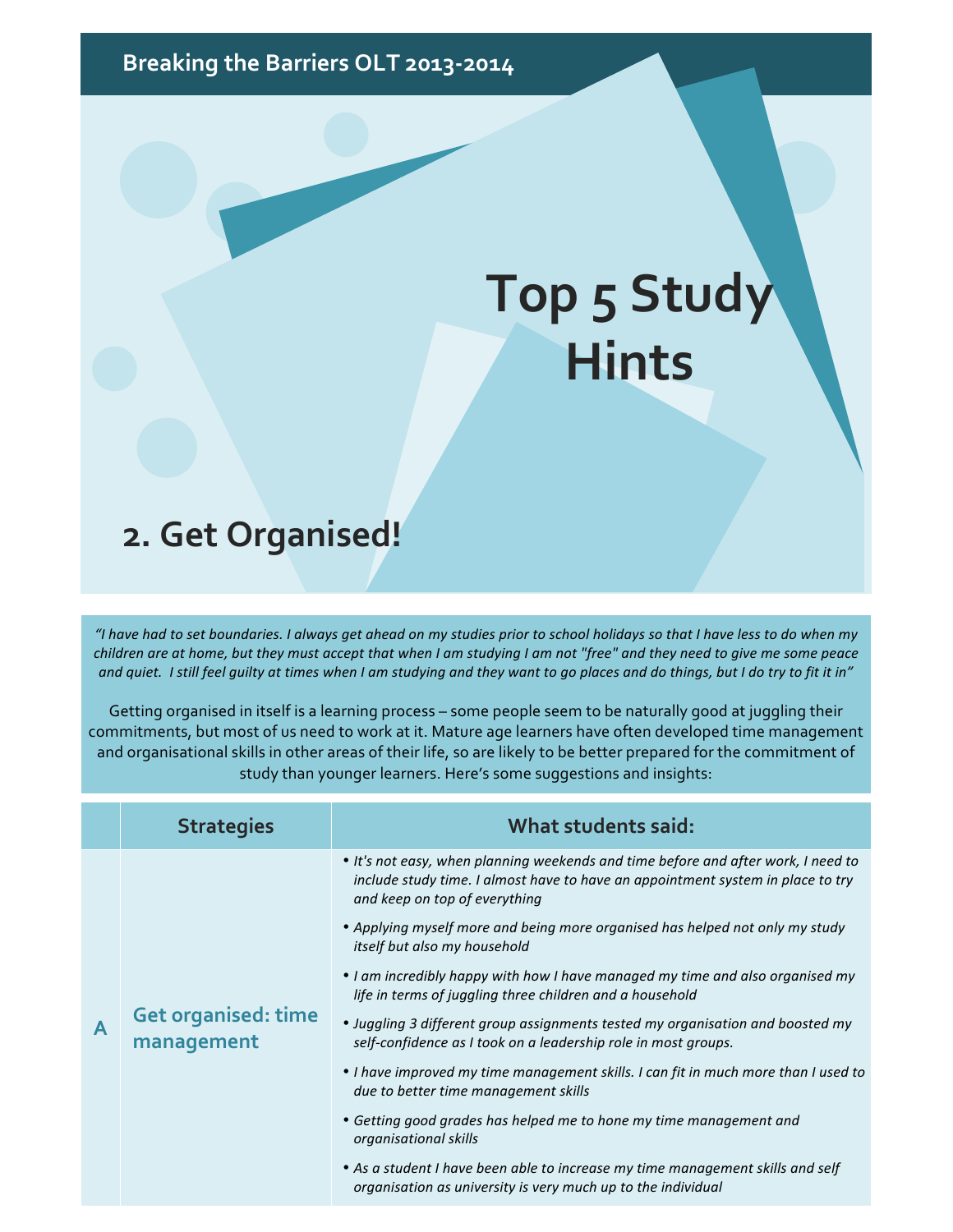Breaking the Barriers OLT 2013-2014

# Top 5 Study Hints

## 2. Get Organised!

*“I have had to set boundaries. I always get ahead on my studies prior to school holidays so that I have less to do when my children are at home, but they must accept that when I am studying I am not "free" and they need to give me some peace and quiet. I still feel guilty at times when I am studying and they want to go places and do things, but I do try to fit it in”*

Getting organised in itself is a learning process – some people seem to be naturally good at juggling their commitments, but most of us need to work at it. Mature age learners have often developed time management and organisational skills in other areas of their life, so are likely to be better prepared for the commitment of study than younger learners. Here’s some suggestions and insights:

| | Strategies | What students said: |
|---|---|---|
| A | Get organised: time management | • *It's not easy, when planning weekends and time before and after work, I need to include study time. I almost have to have an appointment system in place to try and keep on top of everything*<br>• *Applying myself more and being more organised has helped not only my study itself but also my household*<br>• *I am incredibly happy with how I have managed my time and also organised my life in terms of juggling three children and a household*<br>• *Juggling 3 different group assignments tested my organisation and boosted my self-confidence as I took on a leadership role in most groups.*<br>• *I have improved my time management skills. I can fit in much more than I used to due to better time management skills*<br>• *Getting good grades has helped me to hone my time management and organisational skills*<br>• *As a student I have been able to increase my time management skills and self organisation as university is very much up to the individual* |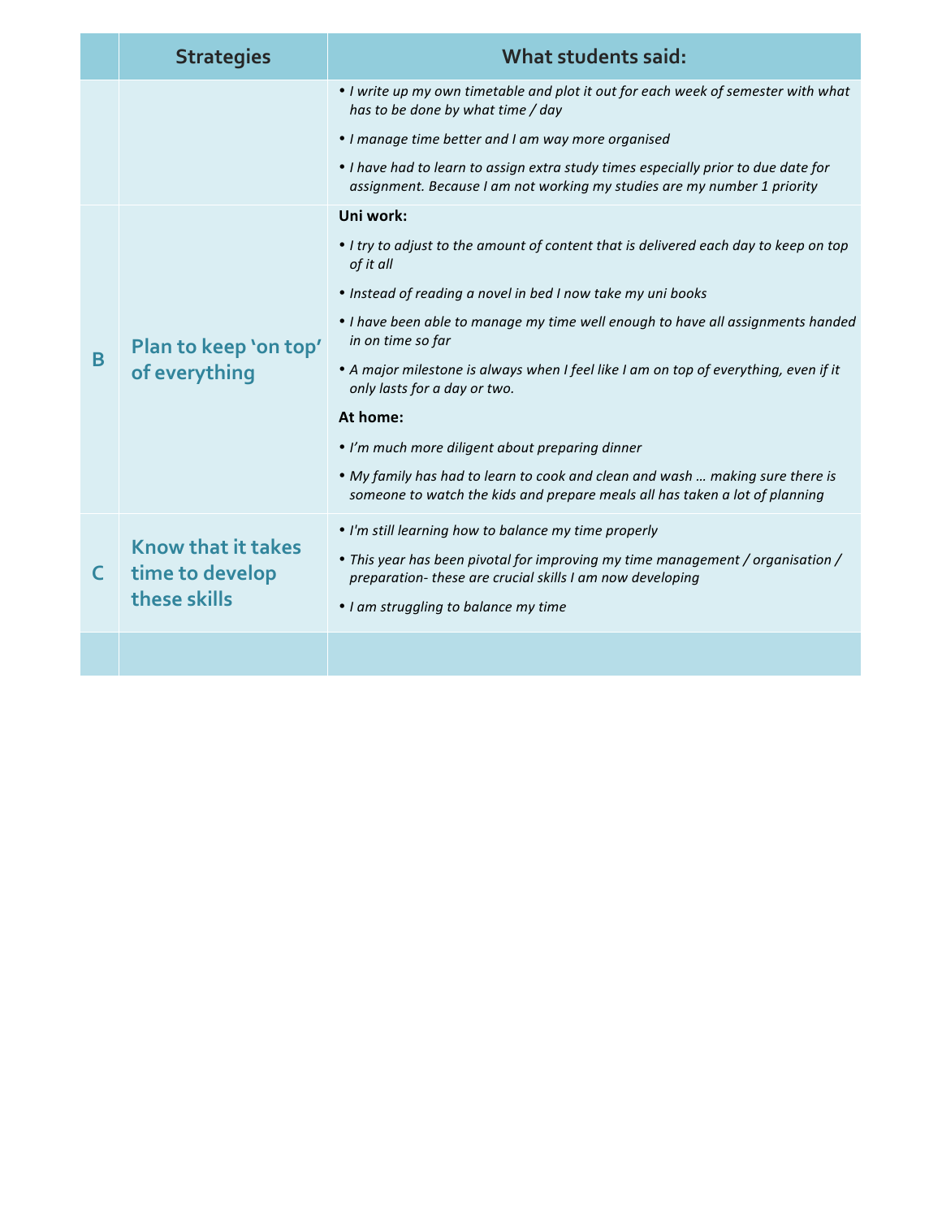| | Strategies | What students said: |
|---|---|---|
| | | • *I write up my own timetable and plot it out for each week of semester with what has to be done by what time / day*<br>• *I manage time better and I am way more organised*<br>• *I have had to learn to assign extra study times especially prior to due date for assignment. Because I am not working my studies are my number 1 priority* |
| B | Plan to keep 'on top' of everything | **Uni work:**<br>• *I try to adjust to the amount of content that is delivered each day to keep on top of it all*<br>• *Instead of reading a novel in bed I now take my uni books*<br>• *I have been able to manage my time well enough to have all assignments handed in on time so far*<br>• *A major milestone is always when I feel like I am on top of everything, even if it only lasts for a day or two.*<br>**At home:**<br>• *I'm much more diligent about preparing dinner*<br>• *My family has had to learn to cook and clean and wash … making sure there is someone to watch the kids and prepare meals all has taken a lot of planning* |
| C | Know that it takes time to develop these skills | • *I'm still learning how to balance my time properly*<br>• *This year has been pivotal for improving my time management / organisation / preparation- these are crucial skills I am now developing*<br>• *I am struggling to balance my time* |
| | | |